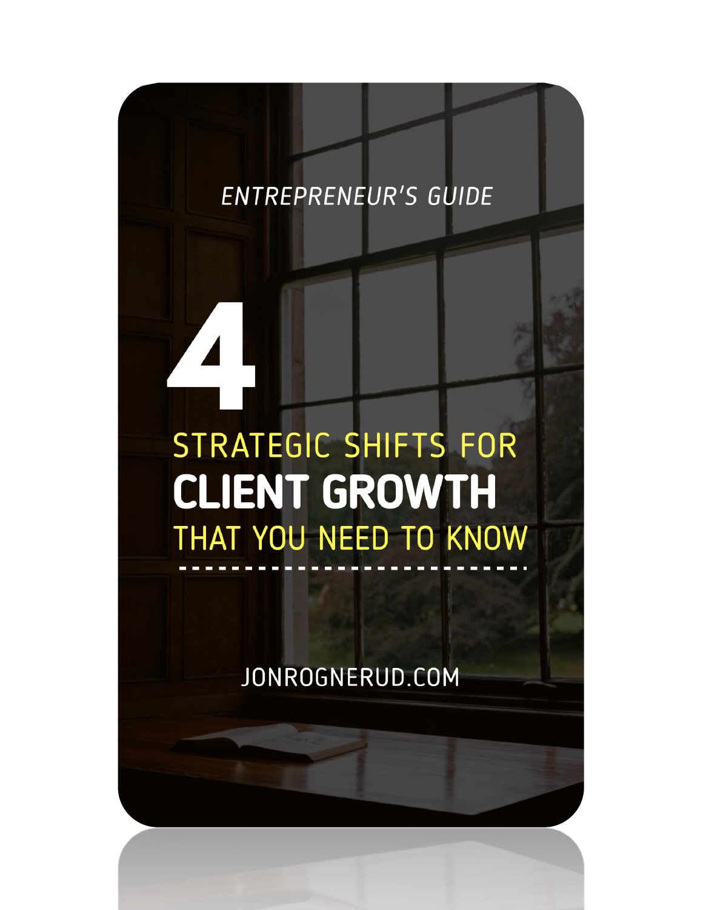*ENTREPRENEUR'S GUIDE*

# 4 STRATEGIC SHIFTS FOR **CLIENT GROWTH** THAT YOU NEED TO KNOW

JONROGNERUD.COM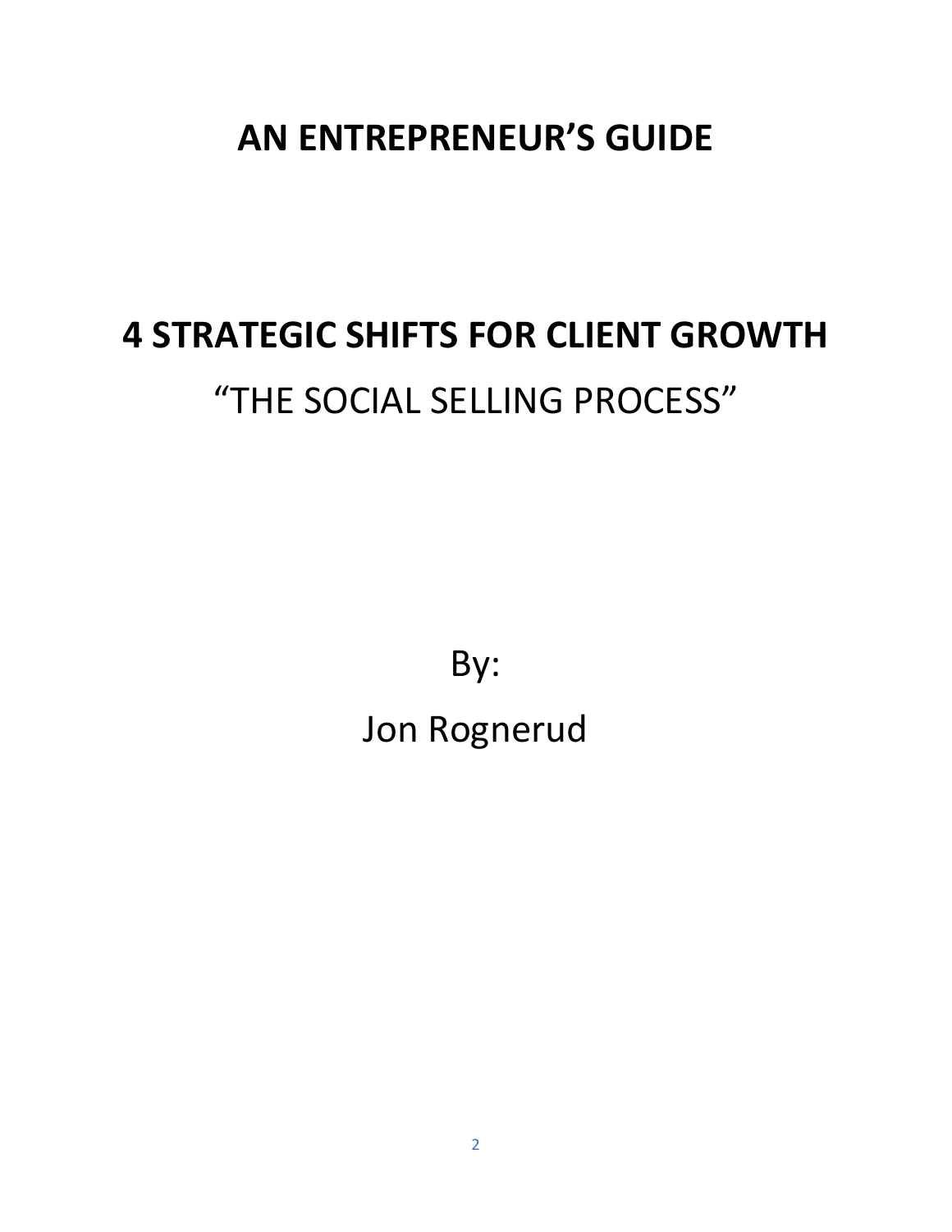# AN ENTREPRENEUR'S GUIDE

# 4 STRATEGIC SHIFTS FOR CLIENT GROWTH

## "THE SOCIAL SELLING PROCESS"

By:

Jon Rognerud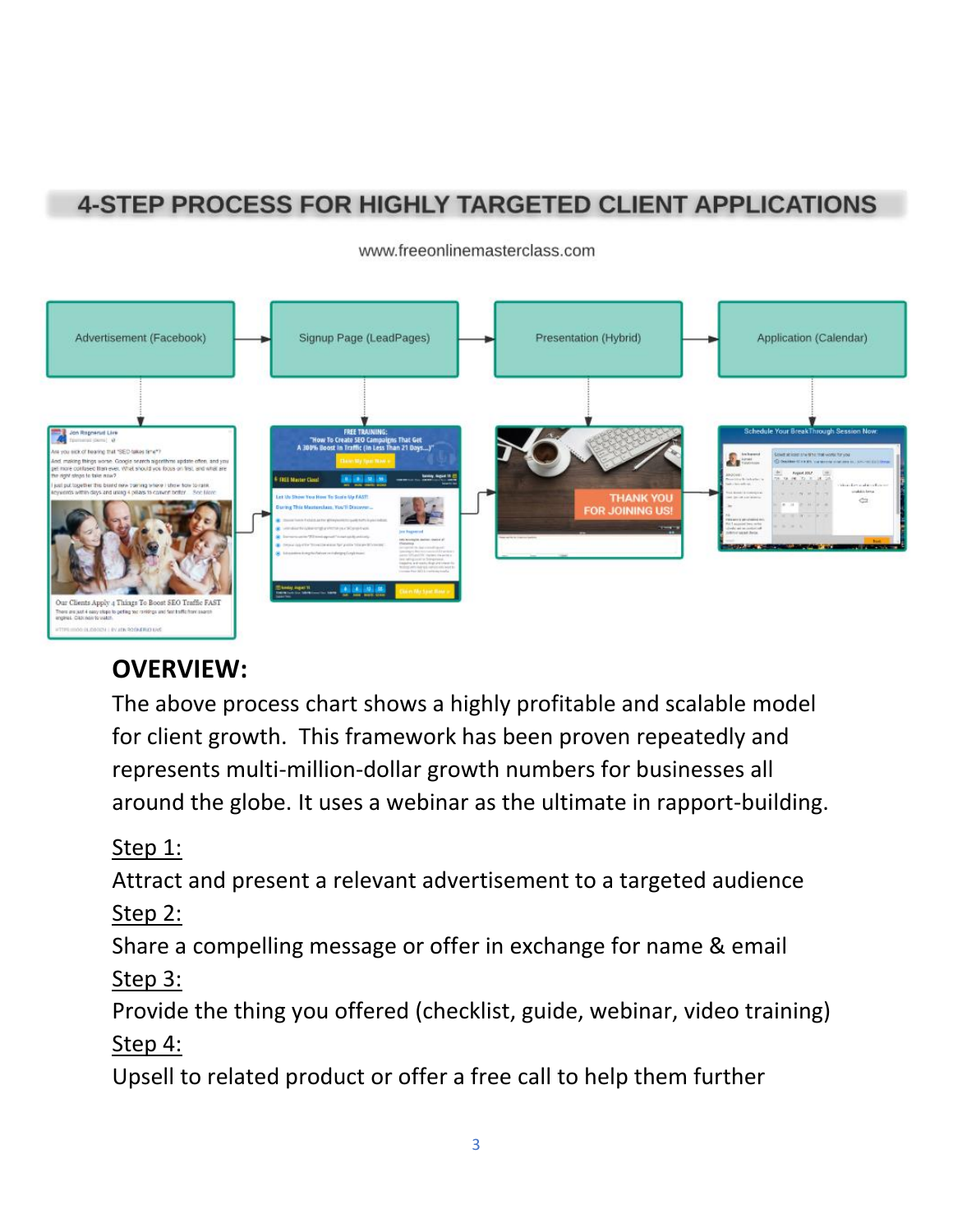# 4-STEP PROCESS FOR HIGHLY TARGETED CLIENT APPLICATIONS

www.freeonlinemasterclass.com

Advertisement (Facebook) → Signup Page (LeadPages) → Presentation (Hybrid) → Application (Calendar)

## OVERVIEW:

The above process chart shows a highly profitable and scalable model for client growth. This framework has been proven repeatedly and represents multi-million-dollar growth numbers for businesses all around the globe. It uses a webinar as the ultimate in rapport-building.

Step 1:
Attract and present a relevant advertisement to a targeted audience

Step 2:
Share a compelling message or offer in exchange for name & email

Step 3:
Provide the thing you offered (checklist, guide, webinar, video training)

Step 4:
Upsell to related product or offer a free call to help them further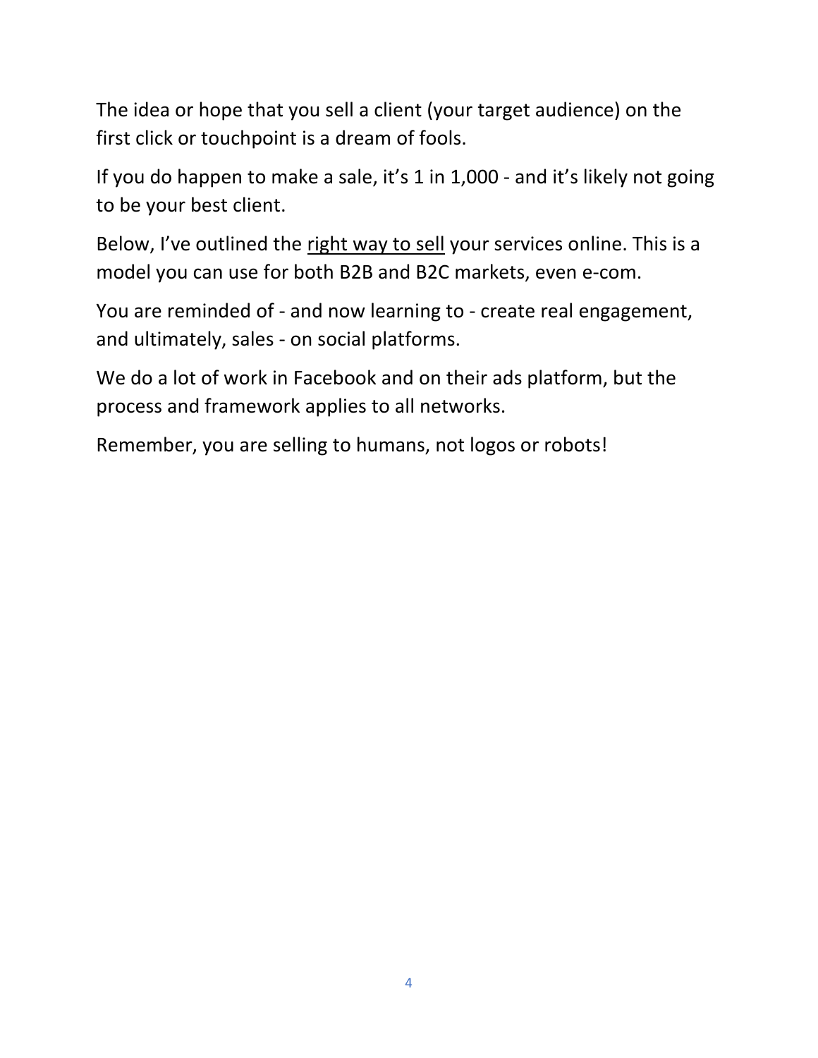The idea or hope that you sell a client (your target audience) on the first click or touchpoint is a dream of fools.

If you do happen to make a sale, it's 1 in 1,000 - and it's likely not going to be your best client.

Below, I've outlined the right way to sell your services online. This is a model you can use for both B2B and B2C markets, even e-com.

You are reminded of - and now learning to - create real engagement, and ultimately, sales - on social platforms.

We do a lot of work in Facebook and on their ads platform, but the process and framework applies to all networks.

Remember, you are selling to humans, not logos or robots!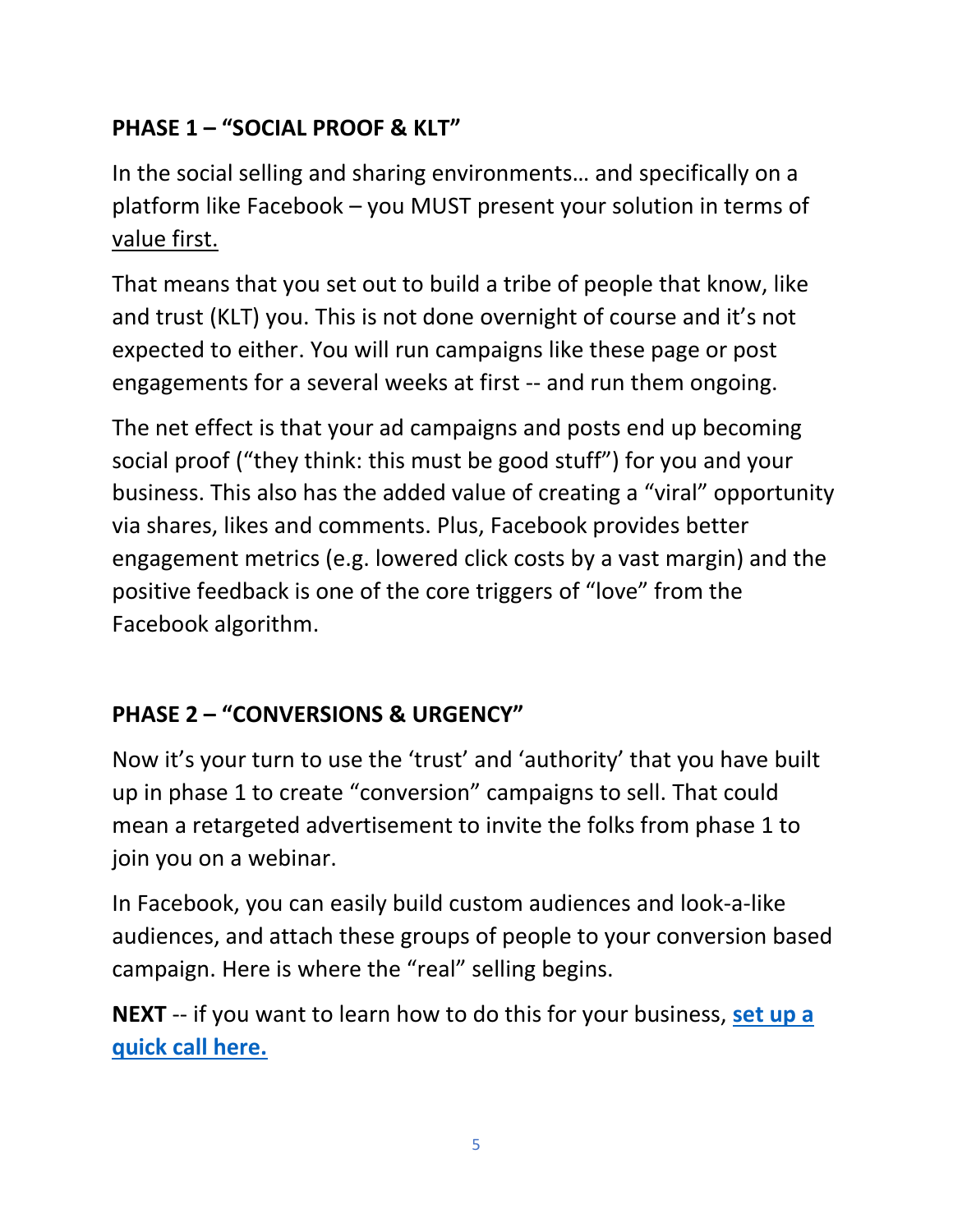## PHASE 1 – "SOCIAL PROOF & KLT"

In the social selling and sharing environments… and specifically on a platform like Facebook – you MUST present your solution in terms of <u>value first.</u>

That means that you set out to build a tribe of people that know, like and trust (KLT) you. This is not done overnight of course and it's not expected to either. You will run campaigns like these page or post engagements for a several weeks at first -- and run them ongoing.

The net effect is that your ad campaigns and posts end up becoming social proof ("they think: this must be good stuff") for you and your business. This also has the added value of creating a "viral" opportunity via shares, likes and comments. Plus, Facebook provides better engagement metrics (e.g. lowered click costs by a vast margin) and the positive feedback is one of the core triggers of "love" from the Facebook algorithm.

## PHASE 2 – "CONVERSIONS & URGENCY"

Now it's your turn to use the 'trust' and 'authority' that you have built up in phase 1 to create "conversion" campaigns to sell. That could mean a retargeted advertisement to invite the folks from phase 1 to join you on a webinar.

In Facebook, you can easily build custom audiences and look-a-like audiences, and attach these groups of people to your conversion based campaign. Here is where the "real" selling begins.

**NEXT** -- if you want to learn how to do this for your business, **set up a quick call here.**